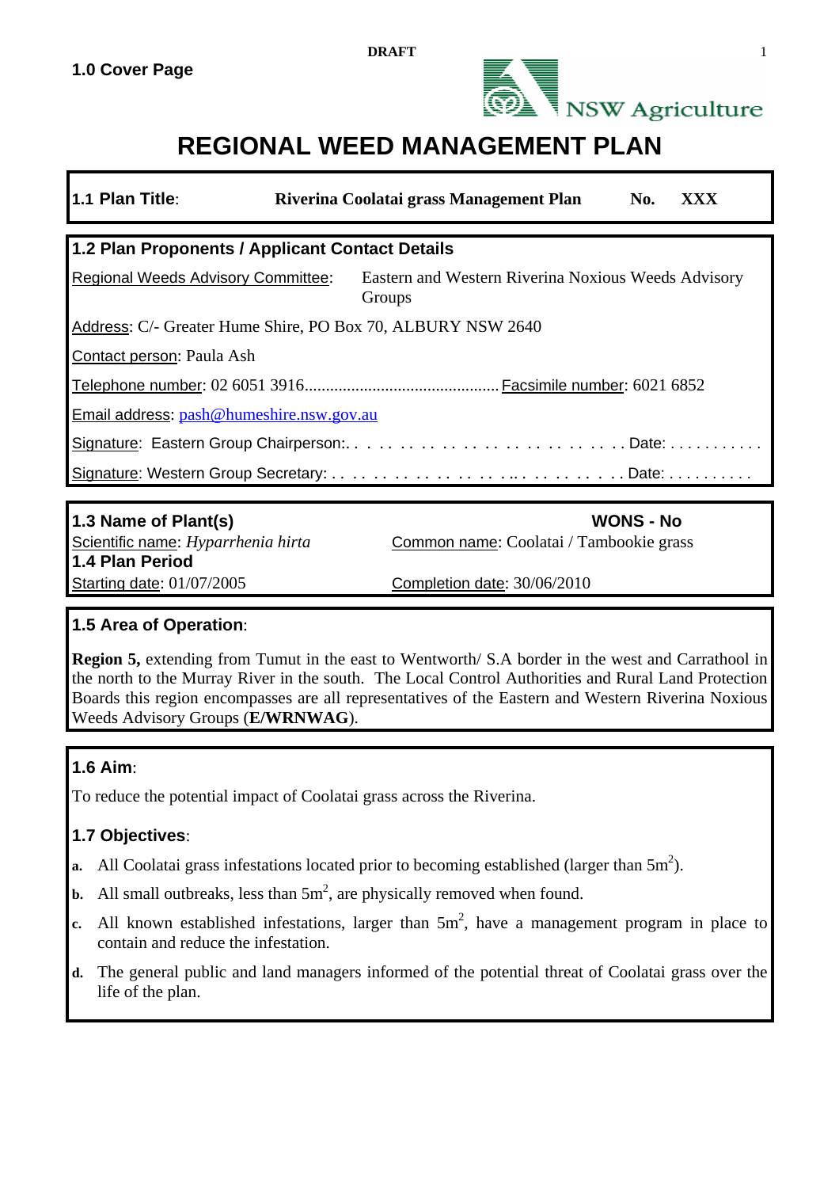DRAFT

## 1.0 Cover Page

NSW Agriculture

# REGIONAL WEED MANAGEMENT PLAN

**1.1 Plan Title**: **Riverina Coolatai grass Management Plan** **No. XXX**

## 1.2 Plan Proponents / Applicant Contact Details

Regional Weeds Advisory Committee: Eastern and Western Riverina Noxious Weeds Advisory Groups

Address: C/- Greater Hume Shire, PO Box 70, ALBURY NSW 2640

Contact person: Paula Ash

Telephone number: 02 6051 3916............................................ Facsimile number: 6021 6852

Email address: pash@humeshire.nsw.gov.au

Signature: Eastern Group Chairperson:. . . . . . . . . . . . . . . . . . . . . . . . . Date: . . . . . . . . . . .

Signature: Western Group Secretary: . . . . . . . . . . . . . . . . .. . . . . . . . . . . Date: . . . . . . . . . .

## 1.3 Name of Plant(s)

**WONS - No**

Scientific name: *Hyparrhenia hirta*

Common name: Coolatai / Tambookie grass

## 1.4 Plan Period

Starting date: 01/07/2005

Completion date: 30/06/2010

## 1.5 Area of Operation:

**Region 5,** extending from Tumut in the east to Wentworth/ S.A border in the west and Carrathool in the north to the Murray River in the south. The Local Control Authorities and Rural Land Protection Boards this region encompasses are all representatives of the Eastern and Western Riverina Noxious Weeds Advisory Groups (**E/WRNWAG**).

## 1.6 Aim:

To reduce the potential impact of Coolatai grass across the Riverina.

## 1.7 Objectives:

**a.** All Coolatai grass infestations located prior to becoming established (larger than $5m^2$).

**b.** All small outbreaks, less than $5m^2$, are physically removed when found.

**c.** All known established infestations, larger than $5m^2$, have a management program in place to contain and reduce the infestation.

**d.** The general public and land managers informed of the potential threat of Coolatai grass over the life of the plan.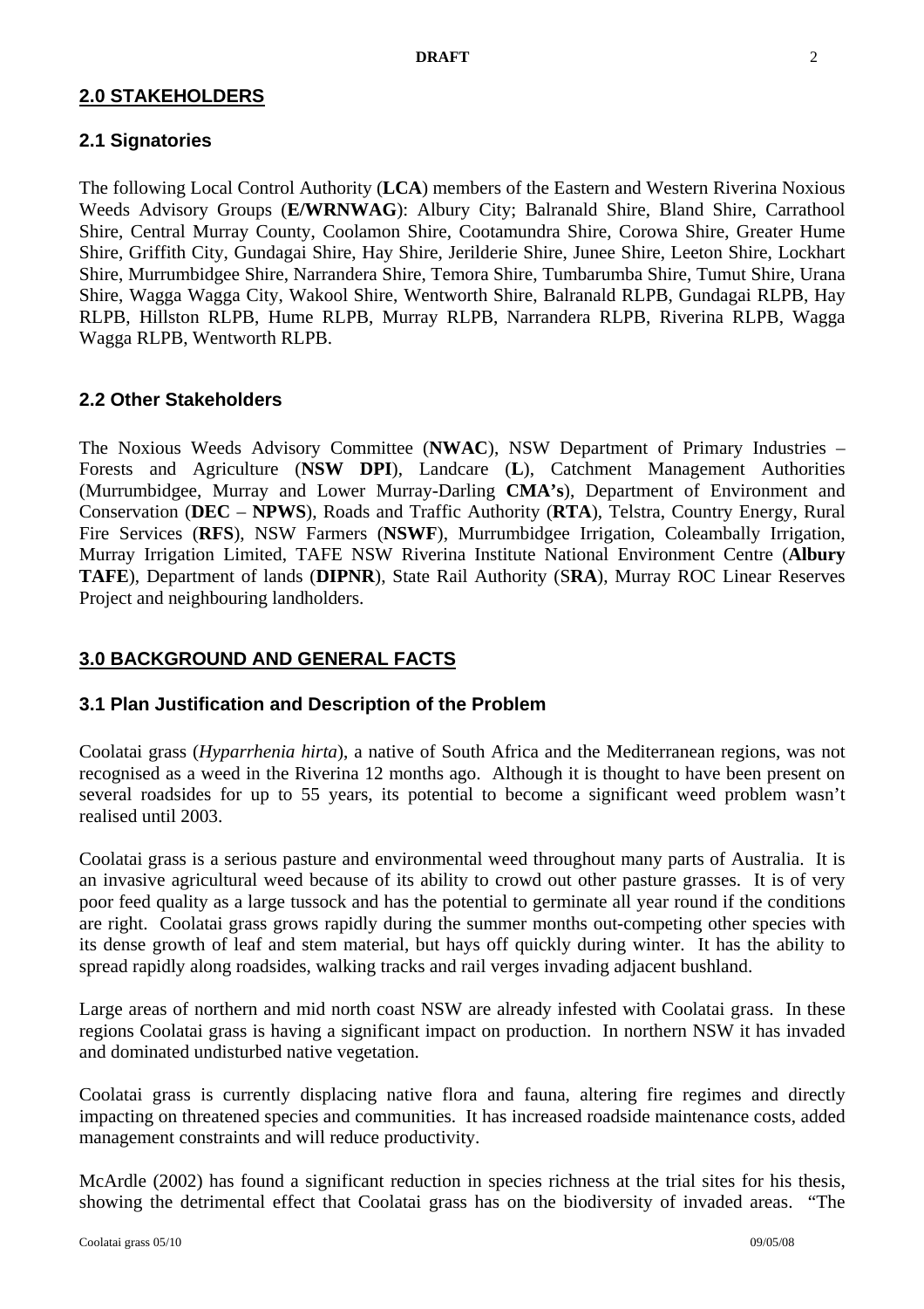## 2.0 STAKEHOLDERS

### 2.1 Signatories

The following Local Control Authority (**LCA**) members of the Eastern and Western Riverina Noxious Weeds Advisory Groups (**E/WRNWAG**): Albury City; Balranald Shire, Bland Shire, Carrathool Shire, Central Murray County, Coolamon Shire, Cootamundra Shire, Corowa Shire, Greater Hume Shire, Griffith City, Gundagai Shire, Hay Shire, Jerilderie Shire, Junee Shire, Leeton Shire, Lockhart Shire, Murrumbidgee Shire, Narrandera Shire, Temora Shire, Tumbarumba Shire, Tumut Shire, Urana Shire, Wagga Wagga City, Wakool Shire, Wentworth Shire, Balranald RLPB, Gundagai RLPB, Hay RLPB, Hillston RLPB, Hume RLPB, Murray RLPB, Narrandera RLPB, Riverina RLPB, Wagga Wagga RLPB, Wentworth RLPB.

### 2.2 Other Stakeholders

The Noxious Weeds Advisory Committee (**NWAC**), NSW Department of Primary Industries – Forests and Agriculture (**NSW DPI**), Landcare (**L**), Catchment Management Authorities (Murrumbidgee, Murray and Lower Murray-Darling **CMA's**), Department of Environment and Conservation (**DEC** – **NPWS**), Roads and Traffic Authority (**RTA**), Telstra, Country Energy, Rural Fire Services (**RFS**), NSW Farmers (**NSWF**), Murrumbidgee Irrigation, Coleambally Irrigation, Murray Irrigation Limited, TAFE NSW Riverina Institute National Environment Centre (**Albury TAFE**), Department of lands (**DIPNR**), State Rail Authority (S**RA**), Murray ROC Linear Reserves Project and neighbouring landholders.

## 3.0 BACKGROUND AND GENERAL FACTS

### 3.1 Plan Justification and Description of the Problem

Coolatai grass (*Hyparrhenia hirta*), a native of South Africa and the Mediterranean regions, was not recognised as a weed in the Riverina 12 months ago. Although it is thought to have been present on several roadsides for up to 55 years, its potential to become a significant weed problem wasn't realised until 2003.

Coolatai grass is a serious pasture and environmental weed throughout many parts of Australia. It is an invasive agricultural weed because of its ability to crowd out other pasture grasses. It is of very poor feed quality as a large tussock and has the potential to germinate all year round if the conditions are right. Coolatai grass grows rapidly during the summer months out-competing other species with its dense growth of leaf and stem material, but hays off quickly during winter. It has the ability to spread rapidly along roadsides, walking tracks and rail verges invading adjacent bushland.

Large areas of northern and mid north coast NSW are already infested with Coolatai grass. In these regions Coolatai grass is having a significant impact on production. In northern NSW it has invaded and dominated undisturbed native vegetation.

Coolatai grass is currently displacing native flora and fauna, altering fire regimes and directly impacting on threatened species and communities. It has increased roadside maintenance costs, added management constraints and will reduce productivity.

McArdle (2002) has found a significant reduction in species richness at the trial sites for his thesis, showing the detrimental effect that Coolatai grass has on the biodiversity of invaded areas. "The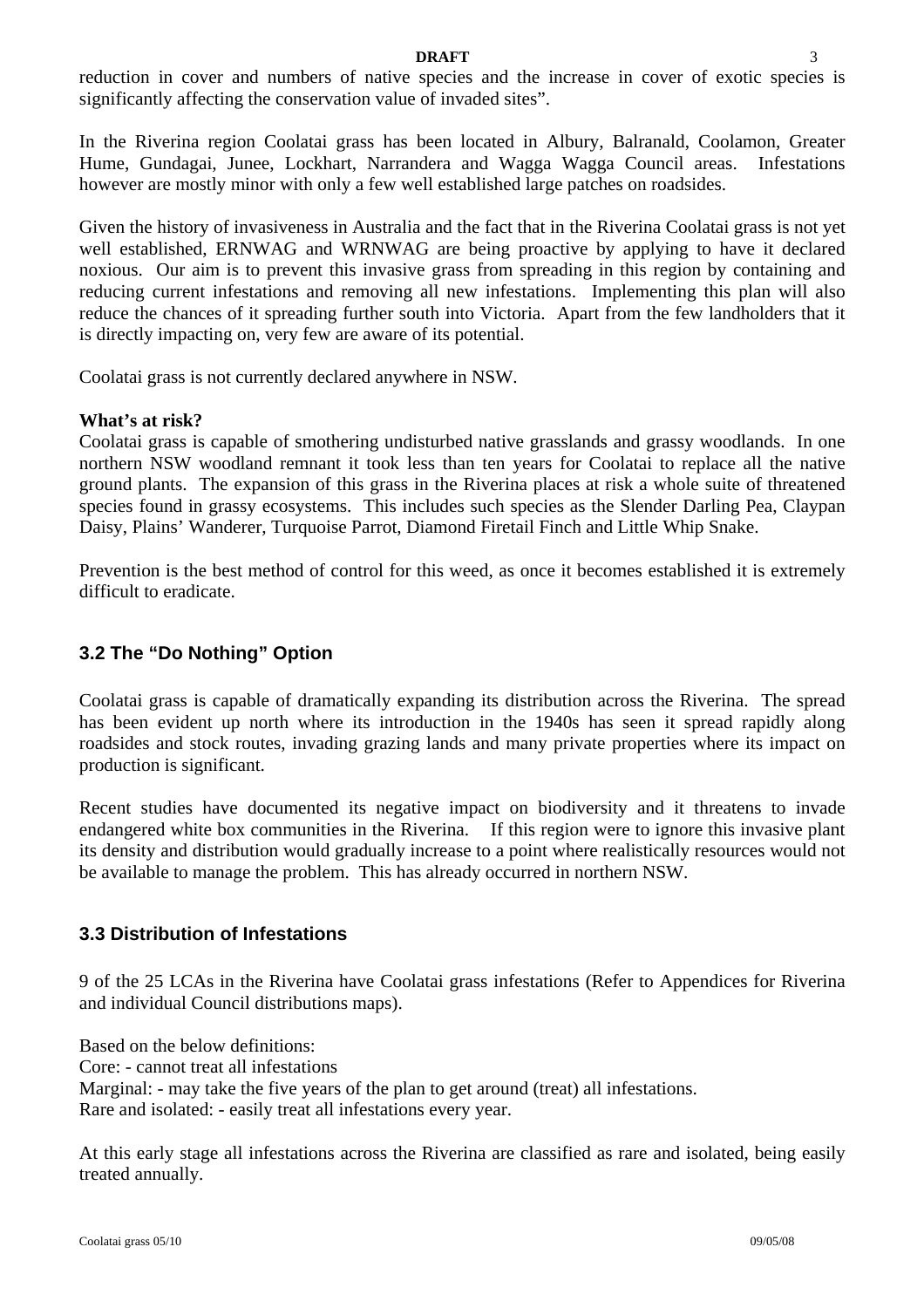reduction in cover and numbers of native species and the increase in cover of exotic species is significantly affecting the conservation value of invaded sites".

In the Riverina region Coolatai grass has been located in Albury, Balranald, Coolamon, Greater Hume, Gundagai, Junee, Lockhart, Narrandera and Wagga Wagga Council areas. Infestations however are mostly minor with only a few well established large patches on roadsides.

Given the history of invasiveness in Australia and the fact that in the Riverina Coolatai grass is not yet well established, ERNWAG and WRNWAG are being proactive by applying to have it declared noxious. Our aim is to prevent this invasive grass from spreading in this region by containing and reducing current infestations and removing all new infestations. Implementing this plan will also reduce the chances of it spreading further south into Victoria. Apart from the few landholders that it is directly impacting on, very few are aware of its potential.

Coolatai grass is not currently declared anywhere in NSW.

**What's at risk?**
Coolatai grass is capable of smothering undisturbed native grasslands and grassy woodlands. In one northern NSW woodland remnant it took less than ten years for Coolatai to replace all the native ground plants. The expansion of this grass in the Riverina places at risk a whole suite of threatened species found in grassy ecosystems. This includes such species as the Slender Darling Pea, Claypan Daisy, Plains' Wanderer, Turquoise Parrot, Diamond Firetail Finch and Little Whip Snake.

Prevention is the best method of control for this weed, as once it becomes established it is extremely difficult to eradicate.

## 3.2 The "Do Nothing" Option

Coolatai grass is capable of dramatically expanding its distribution across the Riverina. The spread has been evident up north where its introduction in the 1940s has seen it spread rapidly along roadsides and stock routes, invading grazing lands and many private properties where its impact on production is significant.

Recent studies have documented its negative impact on biodiversity and it threatens to invade endangered white box communities in the Riverina. If this region were to ignore this invasive plant its density and distribution would gradually increase to a point where realistically resources would not be available to manage the problem. This has already occurred in northern NSW.

## 3.3 Distribution of Infestations

9 of the 25 LCAs in the Riverina have Coolatai grass infestations (Refer to Appendices for Riverina and individual Council distributions maps).

Based on the below definitions:
Core: - cannot treat all infestations
Marginal: - may take the five years of the plan to get around (treat) all infestations.
Rare and isolated: - easily treat all infestations every year.

At this early stage all infestations across the Riverina are classified as rare and isolated, being easily treated annually.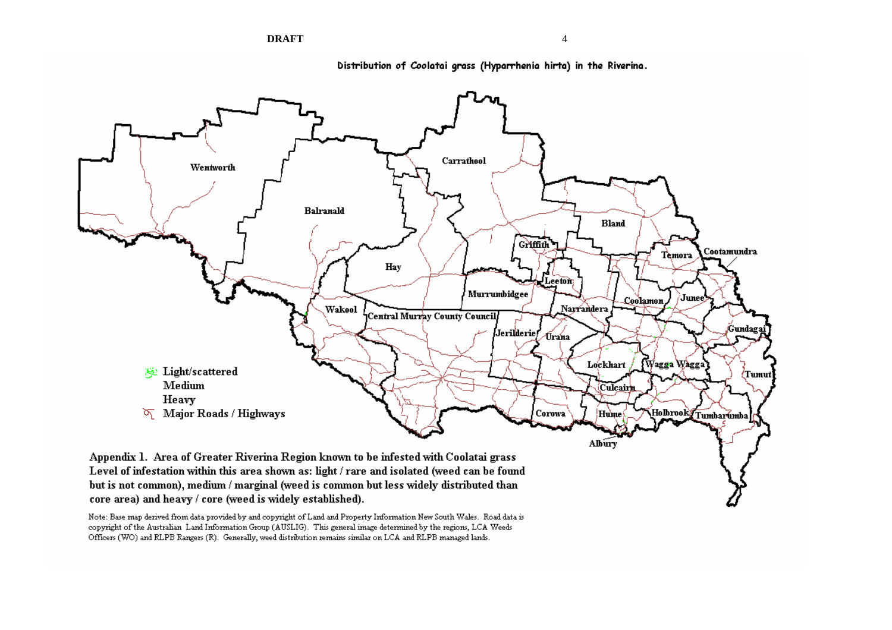Distribution of Coolatai grass (Hyparrhenia hirta) in the Riverina.

Wentworth, Balranald, Carrathool, Hay, Griffith, Bland, Temora, Cootamundra, Leeton, Murrumbidgee, Coolamon, Junee, Narrandera, Wakool, Central Murray County Council, Jerilderie, Urana, Gundagai, Lockhart, Wagga Wagga, Tumut, Culcairn, Corowa, Hume, Holbrook, Tumbarumba, Albury

- Light/scattered
- Medium
- Heavy
- Major Roads / Highways

**Appendix 1. Area of Greater Riverina Region known to be infested with Coolatai grass Level of infestation within this area shown as: light / rare and isolated (weed can be found but is not common), medium / marginal (weed is common but less widely distributed than core area) and heavy / core (weed is widely established).**

Note: Base map derived from data provided by and copyright of Land and Property Information New South Wales. Road data is copyright of the Australian Land Information Group (AUSLIG). This general image determined by the regions, LCA Weeds Officers (WO) and RLPB Rangers (R). Generally, weed distribution remains similar on LCA and RLPB managed lands.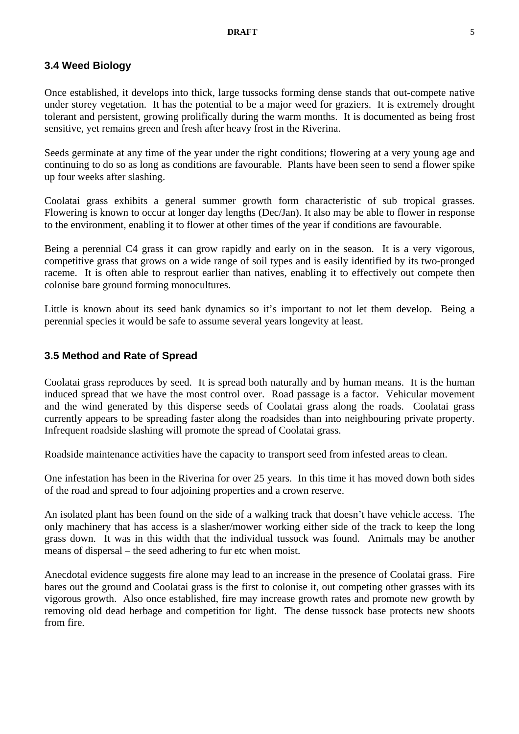## 3.4 Weed Biology

Once established, it develops into thick, large tussocks forming dense stands that out-compete native under storey vegetation. It has the potential to be a major weed for graziers. It is extremely drought tolerant and persistent, growing prolifically during the warm months. It is documented as being frost sensitive, yet remains green and fresh after heavy frost in the Riverina.

Seeds germinate at any time of the year under the right conditions; flowering at a very young age and continuing to do so as long as conditions are favourable. Plants have been seen to send a flower spike up four weeks after slashing.

Coolatai grass exhibits a general summer growth form characteristic of sub tropical grasses. Flowering is known to occur at longer day lengths (Dec/Jan). It also may be able to flower in response to the environment, enabling it to flower at other times of the year if conditions are favourable.

Being a perennial C4 grass it can grow rapidly and early on in the season. It is a very vigorous, competitive grass that grows on a wide range of soil types and is easily identified by its two-pronged raceme. It is often able to resprout earlier than natives, enabling it to effectively out compete then colonise bare ground forming monocultures.

Little is known about its seed bank dynamics so it's important to not let them develop. Being a perennial species it would be safe to assume several years longevity at least.

## 3.5 Method and Rate of Spread

Coolatai grass reproduces by seed. It is spread both naturally and by human means. It is the human induced spread that we have the most control over. Road passage is a factor. Vehicular movement and the wind generated by this disperse seeds of Coolatai grass along the roads. Coolatai grass currently appears to be spreading faster along the roadsides than into neighbouring private property. Infrequent roadside slashing will promote the spread of Coolatai grass.

Roadside maintenance activities have the capacity to transport seed from infested areas to clean.

One infestation has been in the Riverina for over 25 years. In this time it has moved down both sides of the road and spread to four adjoining properties and a crown reserve.

An isolated plant has been found on the side of a walking track that doesn't have vehicle access. The only machinery that has access is a slasher/mower working either side of the track to keep the long grass down. It was in this width that the individual tussock was found. Animals may be another means of dispersal – the seed adhering to fur etc when moist.

Anecdotal evidence suggests fire alone may lead to an increase in the presence of Coolatai grass. Fire bares out the ground and Coolatai grass is the first to colonise it, out competing other grasses with its vigorous growth. Also once established, fire may increase growth rates and promote new growth by removing old dead herbage and competition for light. The dense tussock base protects new shoots from fire.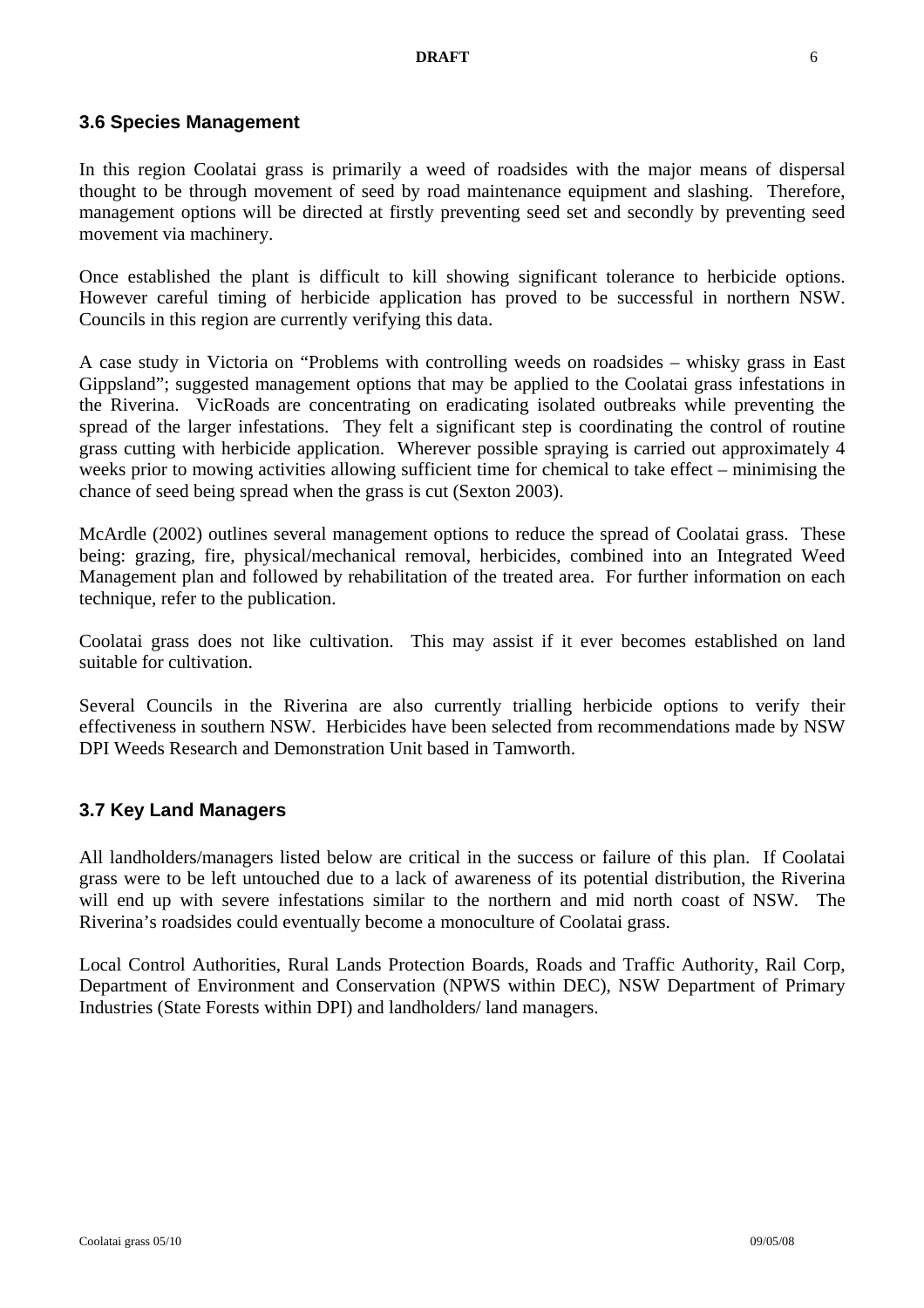### 3.6 Species Management

In this region Coolatai grass is primarily a weed of roadsides with the major means of dispersal thought to be through movement of seed by road maintenance equipment and slashing. Therefore, management options will be directed at firstly preventing seed set and secondly by preventing seed movement via machinery.

Once established the plant is difficult to kill showing significant tolerance to herbicide options. However careful timing of herbicide application has proved to be successful in northern NSW. Councils in this region are currently verifying this data.

A case study in Victoria on "Problems with controlling weeds on roadsides – whisky grass in East Gippsland"; suggested management options that may be applied to the Coolatai grass infestations in the Riverina. VicRoads are concentrating on eradicating isolated outbreaks while preventing the spread of the larger infestations. They felt a significant step is coordinating the control of routine grass cutting with herbicide application. Wherever possible spraying is carried out approximately 4 weeks prior to mowing activities allowing sufficient time for chemical to take effect – minimising the chance of seed being spread when the grass is cut (Sexton 2003).

McArdle (2002) outlines several management options to reduce the spread of Coolatai grass. These being: grazing, fire, physical/mechanical removal, herbicides, combined into an Integrated Weed Management plan and followed by rehabilitation of the treated area. For further information on each technique, refer to the publication.

Coolatai grass does not like cultivation. This may assist if it ever becomes established on land suitable for cultivation.

Several Councils in the Riverina are also currently trialling herbicide options to verify their effectiveness in southern NSW. Herbicides have been selected from recommendations made by NSW DPI Weeds Research and Demonstration Unit based in Tamworth.

### 3.7 Key Land Managers

All landholders/managers listed below are critical in the success or failure of this plan. If Coolatai grass were to be left untouched due to a lack of awareness of its potential distribution, the Riverina will end up with severe infestations similar to the northern and mid north coast of NSW. The Riverina's roadsides could eventually become a monoculture of Coolatai grass.

Local Control Authorities, Rural Lands Protection Boards, Roads and Traffic Authority, Rail Corp, Department of Environment and Conservation (NPWS within DEC), NSW Department of Primary Industries (State Forests within DPI) and landholders/ land managers.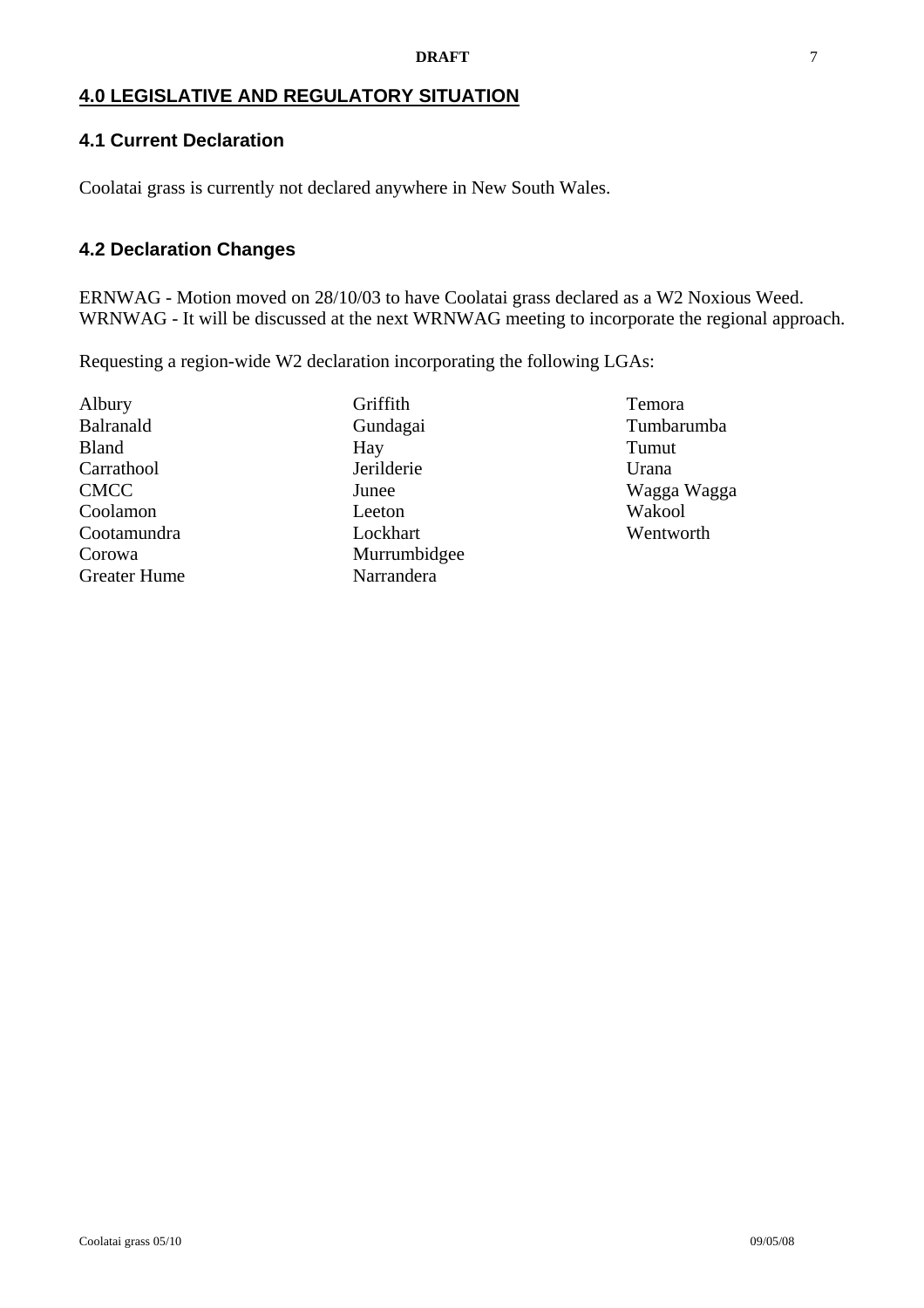## 4.0 LEGISLATIVE AND REGULATORY SITUATION

### 4.1 Current Declaration

Coolatai grass is currently not declared anywhere in New South Wales.

### 4.2 Declaration Changes

ERNWAG - Motion moved on 28/10/03 to have Coolatai grass declared as a W2 Noxious Weed.
WRNWAG - It will be discussed at the next WRNWAG meeting to incorporate the regional approach.

Requesting a region-wide W2 declaration incorporating the following LGAs:

- Albury
- Balranald
- Bland
- Carrathool
- CMCC
- Coolamon
- Cootamundra
- Corowa
- Greater Hume
- Griffith
- Gundagai
- Hay
- Jerilderie
- Junee
- Leeton
- Lockhart
- Murrumbidgee
- Narrandera
- Temora
- Tumbarumba
- Tumut
- Urana
- Wagga Wagga
- Wakool
- Wentworth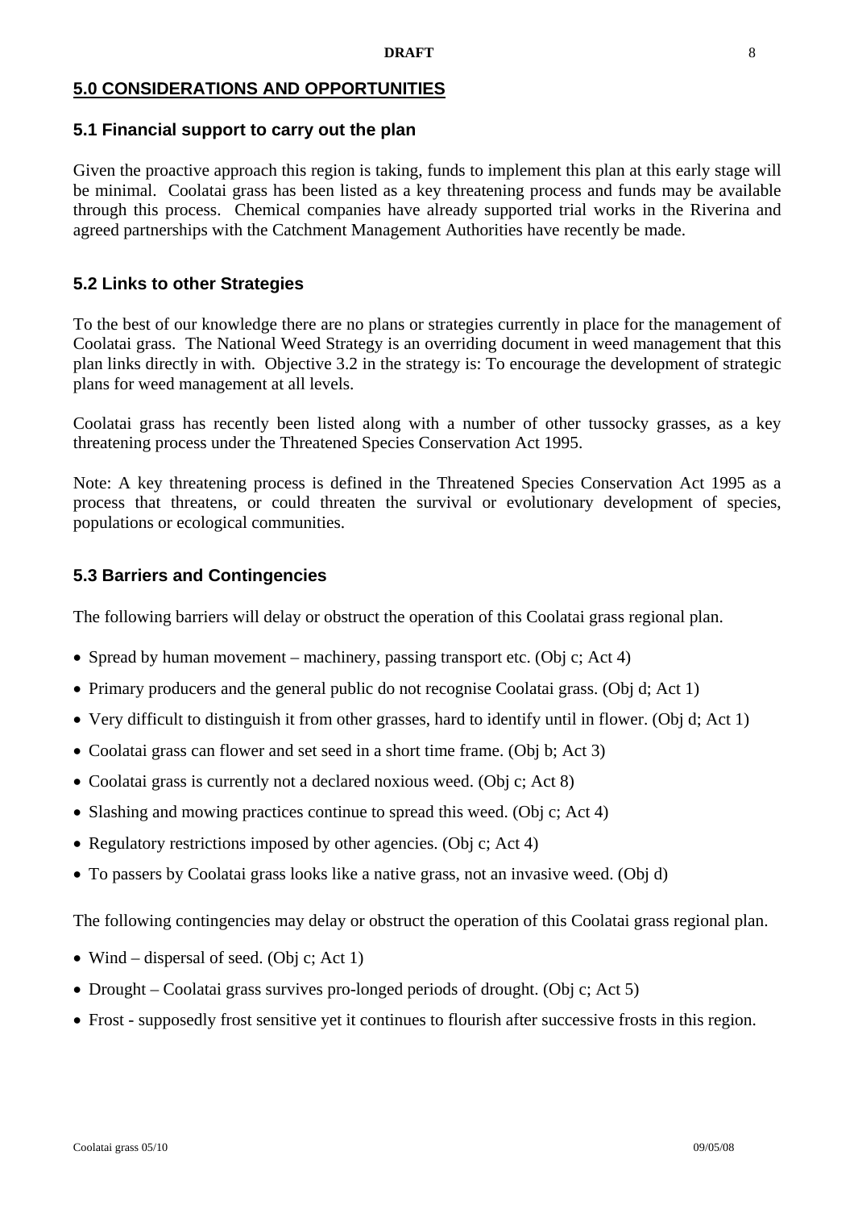## 5.0 CONSIDERATIONS AND OPPORTUNITIES

### 5.1 Financial support to carry out the plan

Given the proactive approach this region is taking, funds to implement this plan at this early stage will be minimal. Coolatai grass has been listed as a key threatening process and funds may be available through this process. Chemical companies have already supported trial works in the Riverina and agreed partnerships with the Catchment Management Authorities have recently be made.

### 5.2 Links to other Strategies

To the best of our knowledge there are no plans or strategies currently in place for the management of Coolatai grass. The National Weed Strategy is an overriding document in weed management that this plan links directly in with. Objective 3.2 in the strategy is: To encourage the development of strategic plans for weed management at all levels.

Coolatai grass has recently been listed along with a number of other tussocky grasses, as a key threatening process under the Threatened Species Conservation Act 1995.

Note: A key threatening process is defined in the Threatened Species Conservation Act 1995 as a process that threatens, or could threaten the survival or evolutionary development of species, populations or ecological communities.

### 5.3 Barriers and Contingencies

The following barriers will delay or obstruct the operation of this Coolatai grass regional plan.

- Spread by human movement – machinery, passing transport etc. (Obj c; Act 4)
- Primary producers and the general public do not recognise Coolatai grass. (Obj d; Act 1)
- Very difficult to distinguish it from other grasses, hard to identify until in flower. (Obj d; Act 1)
- Coolatai grass can flower and set seed in a short time frame. (Obj b; Act 3)
- Coolatai grass is currently not a declared noxious weed. (Obj c; Act 8)
- Slashing and mowing practices continue to spread this weed. (Obj c; Act 4)
- Regulatory restrictions imposed by other agencies. (Obj c; Act 4)
- To passers by Coolatai grass looks like a native grass, not an invasive weed. (Obj d)

The following contingencies may delay or obstruct the operation of this Coolatai grass regional plan.

- Wind – dispersal of seed. (Obj c; Act 1)
- Drought – Coolatai grass survives pro-longed periods of drought. (Obj c; Act 5)
- Frost - supposedly frost sensitive yet it continues to flourish after successive frosts in this region.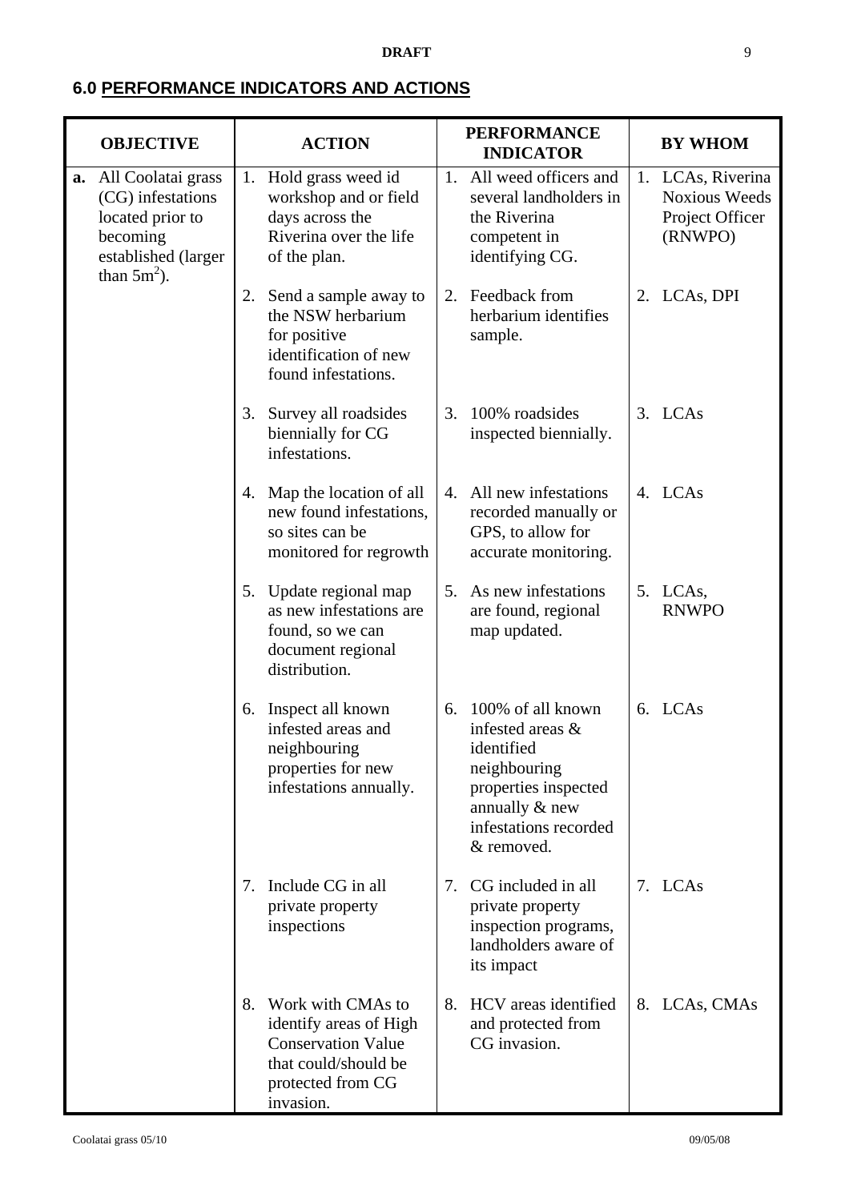## 6.0 PERFORMANCE INDICATORS AND ACTIONS

| OBJECTIVE | ACTION | PERFORMANCE INDICATOR | BY WHOM |
|---|---|---|---|
| **a.** All Coolatai grass (CG) infestations located prior to becoming established (larger than $5m^2$). | 1. Hold grass weed id workshop and or field days across the Riverina over the life of the plan. | 1. All weed officers and several landholders in the Riverina competent in identifying CG. | 1. LCAs, Riverina Noxious Weeds Project Officer (RNWPO) |
| | 2. Send a sample away to the NSW herbarium for positive identification of new found infestations. | 2. Feedback from herbarium identifies sample. | 2. LCAs, DPI |
| | 3. Survey all roadsides biennially for CG infestations. | 3. 100% roadsides inspected biennially. | 3. LCAs |
| | 4. Map the location of all new found infestations, so sites can be monitored for regrowth | 4. All new infestations recorded manually or GPS, to allow for accurate monitoring. | 4. LCAs |
| | 5. Update regional map as new infestations are found, so we can document regional distribution. | 5. As new infestations are found, regional map updated. | 5. LCAs, RNWPO |
| | 6. Inspect all known infested areas and neighbouring properties for new infestations annually. | 6. 100% of all known infested areas & identified neighbouring properties inspected annually & new infestations recorded & removed. | 6. LCAs |
| | 7. Include CG in all private property inspections | 7. CG included in all private property inspection programs, landholders aware of its impact | 7. LCAs |
| | 8. Work with CMAs to identify areas of High Conservation Value that could/should be protected from CG invasion. | 8. HCV areas identified and protected from CG invasion. | 8. LCAs, CMAs |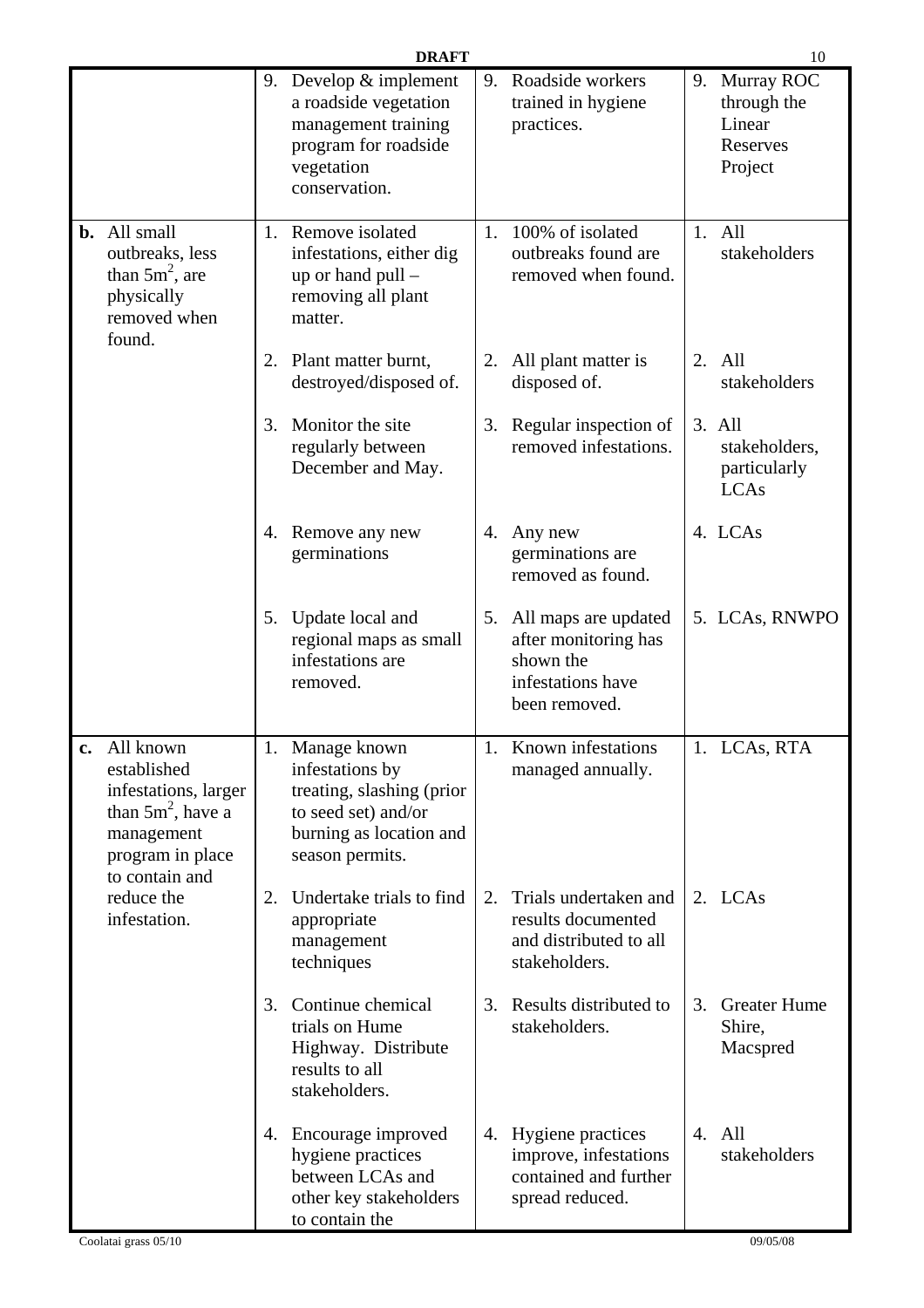| | | | |
|---|---|---|---|
| | 9. Develop & implement a roadside vegetation management training program for roadside vegetation conservation. | 9. Roadside workers trained in hygiene practices. | 9. Murray ROC through the Linear Reserves Project |
| **b.** All small outbreaks, less than $5m^2$, are physically removed when found. | 1. Remove isolated infestations, either dig up or hand pull – removing all plant matter. | 1. 100% of isolated outbreaks found are removed when found. | 1. All stakeholders |
| | 2. Plant matter burnt, destroyed/disposed of. | 2. All plant matter is disposed of. | 2. All stakeholders |
| | 3. Monitor the site regularly between December and May. | 3. Regular inspection of removed infestations. | 3. All stakeholders, particularly LCAs |
| | 4. Remove any new germinations | 4. Any new germinations are removed as found. | 4. LCAs |
| | 5. Update local and regional maps as small infestations are removed. | 5. All maps are updated after monitoring has shown the infestations have been removed. | 5. LCAs, RNWPO |
| **c.** All known established infestations, larger than $5m^2$, have a management program in place to contain and reduce the infestation. | 1. Manage known infestations by treating, slashing (prior to seed set) and/or burning as location and season permits. | 1. Known infestations managed annually. | 1. LCAs, RTA |
| | 2. Undertake trials to find appropriate management techniques | 2. Trials undertaken and results documented and distributed to all stakeholders. | 2. LCAs |
| | 3. Continue chemical trials on Hume Highway. Distribute results to all stakeholders. | 3. Results distributed to stakeholders. | 3. Greater Hume Shire, Macspred |
| | 4. Encourage improved hygiene practices between LCAs and other key stakeholders to contain the | 4. Hygiene practices improve, infestations contained and further spread reduced. | 4. All stakeholders |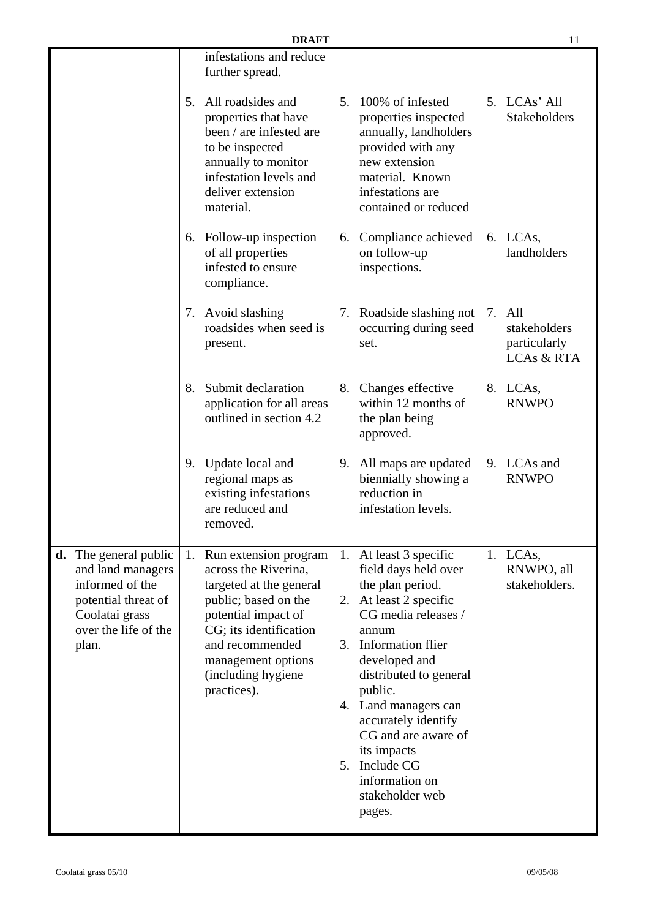| | | | |
|---|---|---|---|
| | infestations and reduce further spread. | | |
| | 5. All roadsides and properties that have been / are infested are to be inspected annually to monitor infestation levels and deliver extension material. | 5. 100% of infested properties inspected annually, landholders provided with any new extension material. Known infestations are contained or reduced | 5. LCAs' All Stakeholders |
| | 6. Follow-up inspection of all properties infested to ensure compliance. | 6. Compliance achieved on follow-up inspections. | 6. LCAs, landholders |
| | 7. Avoid slashing roadsides when seed is present. | 7. Roadside slashing not occurring during seed set. | 7. All stakeholders particularly LCAs & RTA |
| | 8. Submit declaration application for all areas outlined in section 4.2 | 8. Changes effective within 12 months of the plan being approved. | 8. LCAs, RNWPO |
| | 9. Update local and regional maps as existing infestations are reduced and removed. | 9. All maps are updated biennially showing a reduction in infestation levels. | 9. LCAs and RNWPO |
| **d.** The general public and land managers informed of the potential threat of Coolatai grass over the life of the plan. | 1. Run extension program across the Riverina, targeted at the general public; based on the potential impact of CG; its identification and recommended management options (including hygiene practices). | 1. At least 3 specific field days held over the plan period.<br>2. At least 2 specific CG media releases / annum<br>3. Information flier developed and distributed to general public.<br>4. Land managers can accurately identify CG and are aware of its impacts<br>5. Include CG information on stakeholder web pages. | 1. LCAs, RNWPO, all stakeholders. |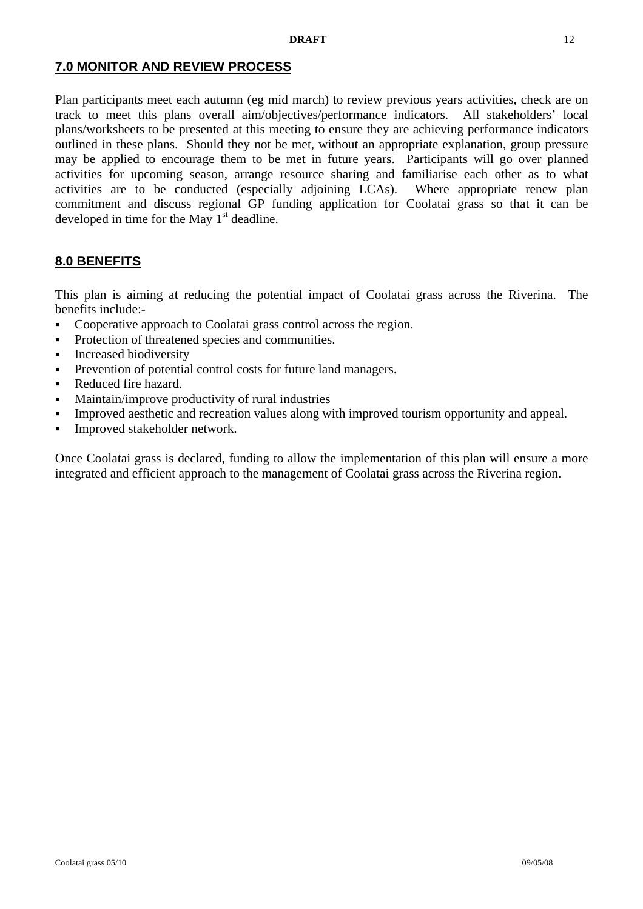## 7.0 MONITOR AND REVIEW PROCESS

Plan participants meet each autumn (eg mid march) to review previous years activities, check are on track to meet this plans overall aim/objectives/performance indicators. All stakeholders' local plans/worksheets to be presented at this meeting to ensure they are achieving performance indicators outlined in these plans. Should they not be met, without an appropriate explanation, group pressure may be applied to encourage them to be met in future years. Participants will go over planned activities for upcoming season, arrange resource sharing and familiarise each other as to what activities are to be conducted (especially adjoining LCAs). Where appropriate renew plan commitment and discuss regional GP funding application for Coolatai grass so that it can be developed in time for the May 1st deadline.

## 8.0 BENEFITS

This plan is aiming at reducing the potential impact of Coolatai grass across the Riverina. The benefits include:-

- Cooperative approach to Coolatai grass control across the region.
- Protection of threatened species and communities.
- Increased biodiversity
- Prevention of potential control costs for future land managers.
- Reduced fire hazard.
- Maintain/improve productivity of rural industries
- Improved aesthetic and recreation values along with improved tourism opportunity and appeal.
- Improved stakeholder network.

Once Coolatai grass is declared, funding to allow the implementation of this plan will ensure a more integrated and efficient approach to the management of Coolatai grass across the Riverina region.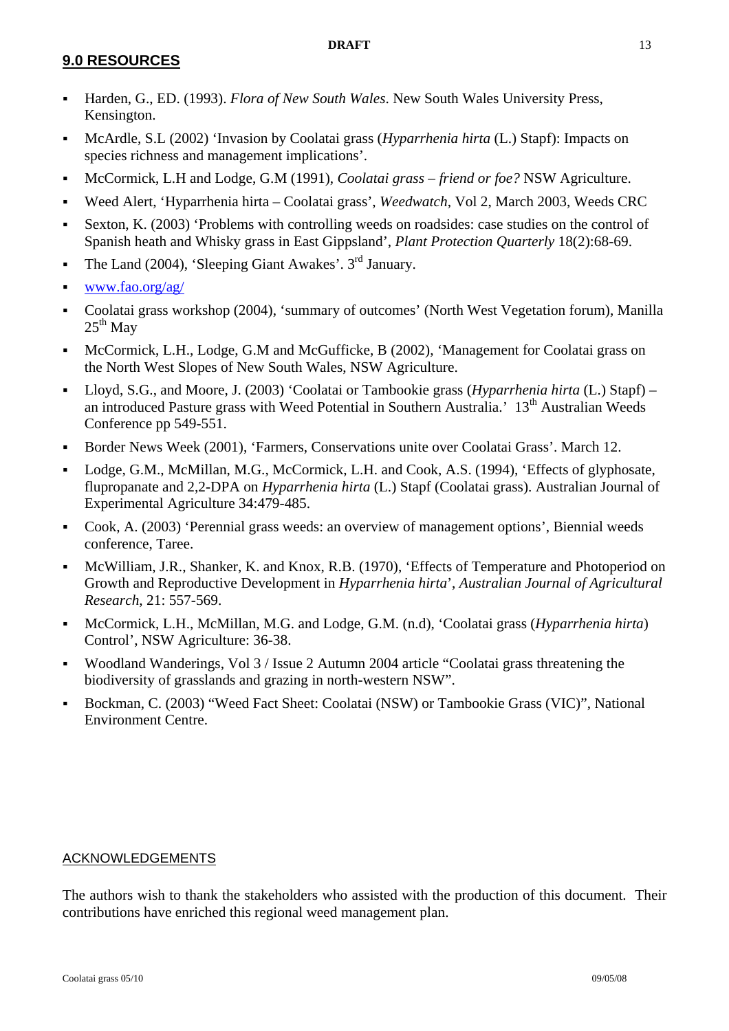## 9.0 RESOURCES

- Harden, G., ED. (1993). *Flora of New South Wales*. New South Wales University Press, Kensington.
- McArdle, S.L (2002) 'Invasion by Coolatai grass (*Hyparrhenia hirta* (L.) Stapf): Impacts on species richness and management implications'.
- McCormick, L.H and Lodge, G.M (1991), *Coolatai grass – friend or foe?* NSW Agriculture.
- Weed Alert, 'Hyparrhenia hirta – Coolatai grass', *Weedwatch*, Vol 2, March 2003, Weeds CRC
- Sexton, K. (2003) 'Problems with controlling weeds on roadsides: case studies on the control of Spanish heath and Whisky grass in East Gippsland', *Plant Protection Quarterly* 18(2):68-69.
- The Land (2004), 'Sleeping Giant Awakes'. 3rd January.
- www.fao.org/ag/
- Coolatai grass workshop (2004), 'summary of outcomes' (North West Vegetation forum), Manilla 25th May
- McCormick, L.H., Lodge, G.M and McGufficke, B (2002), 'Management for Coolatai grass on the North West Slopes of New South Wales, NSW Agriculture.
- Lloyd, S.G., and Moore, J. (2003) 'Coolatai or Tambookie grass (*Hyparrhenia hirta* (L.) Stapf) – an introduced Pasture grass with Weed Potential in Southern Australia.' 13th Australian Weeds Conference pp 549-551.
- Border News Week (2001), 'Farmers, Conservations unite over Coolatai Grass'. March 12.
- Lodge, G.M., McMillan, M.G., McCormick, L.H. and Cook, A.S. (1994), 'Effects of glyphosate, flupropanate and 2,2-DPA on *Hyparrhenia hirta* (L.) Stapf (Coolatai grass). Australian Journal of Experimental Agriculture 34:479-485.
- Cook, A. (2003) 'Perennial grass weeds: an overview of management options', Biennial weeds conference, Taree.
- McWilliam, J.R., Shanker, K. and Knox, R.B. (1970), 'Effects of Temperature and Photoperiod on Growth and Reproductive Development in *Hyparrhenia hirta*', *Australian Journal of Agricultural Research*, 21: 557-569.
- McCormick, L.H., McMillan, M.G. and Lodge, G.M. (n.d), 'Coolatai grass (*Hyparrhenia hirta*) Control', NSW Agriculture: 36-38.
- Woodland Wanderings, Vol 3 / Issue 2 Autumn 2004 article "Coolatai grass threatening the biodiversity of grasslands and grazing in north-western NSW".
- Bockman, C. (2003) "Weed Fact Sheet: Coolatai (NSW) or Tambookie Grass (VIC)", National Environment Centre.

## ACKNOWLEDGEMENTS

The authors wish to thank the stakeholders who assisted with the production of this document. Their contributions have enriched this regional weed management plan.